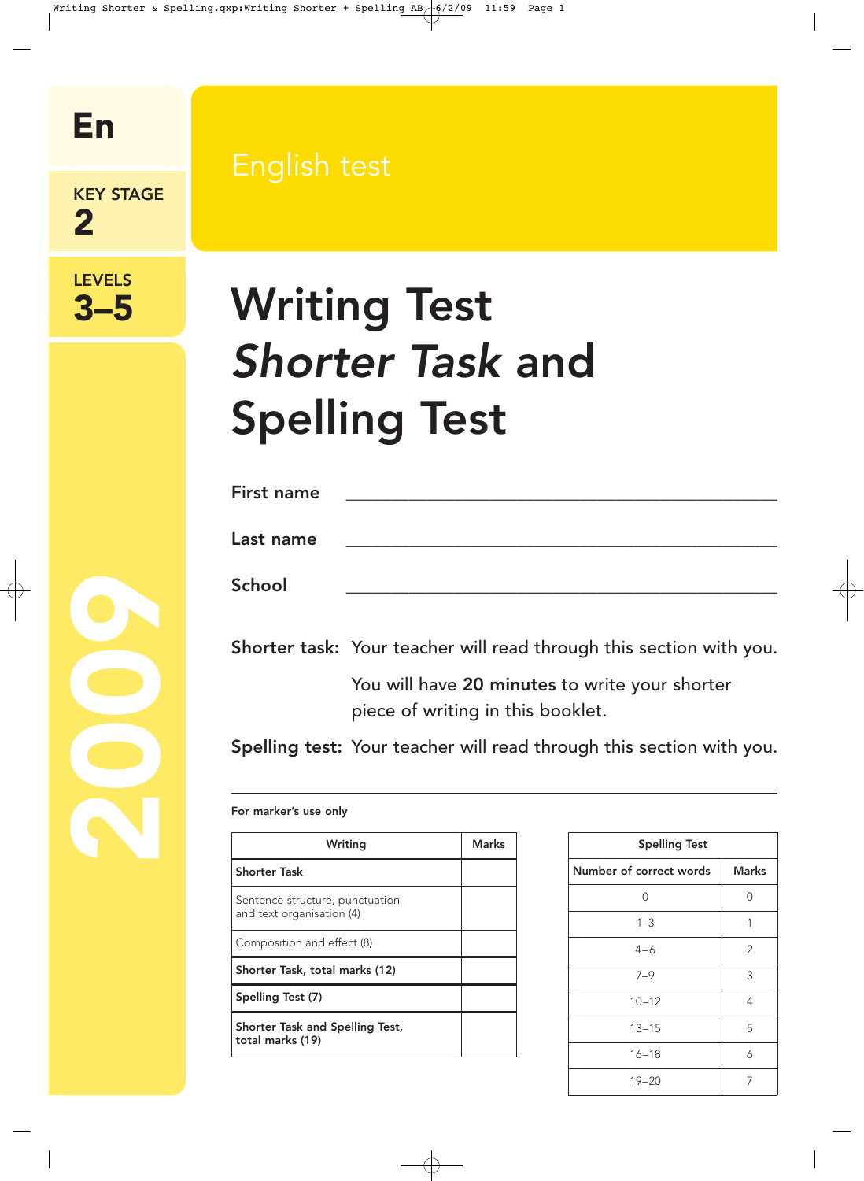En

KEY STAGE 2

LEVELS 3–5

2009

# English test

# Writing Test *Shorter Task* and Spelling Test

**First name** ________________________________

**Last name** ________________________________

**School** ________________________________

**Shorter task:** Your teacher will read through this section with you.

You will have **20 minutes** to write your shorter piece of writing in this booklet.

**Spelling test:** Your teacher will read through this section with you.

---

**For marker's use only**

| Writing | Marks |
|---|---|
| **Shorter Task** | |
| Sentence structure, punctuation and text organisation (4) | |
| Composition and effect (8) | |
| **Shorter Task, total marks (12)** | |
| **Spelling Test (7)** | |
| **Shorter Task and Spelling Test, total marks (19)** | |

| Spelling Test | |
|---|---|
| Number of correct words | Marks |
| 0 | 0 |
| 1–3 | 1 |
| 4–6 | 2 |
| 7–9 | 3 |
| 10–12 | 4 |
| 13–15 | 5 |
| 16–18 | 6 |
| 19–20 | 7 |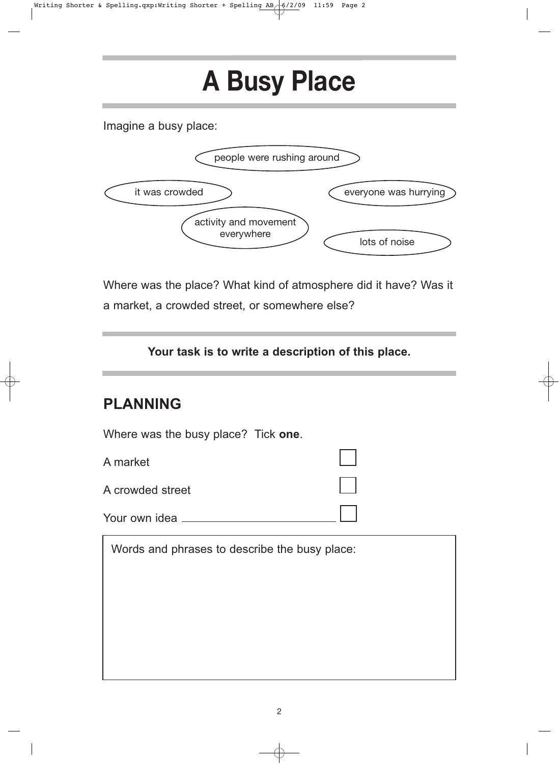# A Busy Place

Imagine a busy place:

- people were rushing around
- it was crowded
- everyone was hurrying
- activity and movement everywhere
- lots of noise

Where was the place? What kind of atmosphere did it have? Was it a market, a crowded street, or somewhere else?

**Your task is to write a description of this place.**

## PLANNING

Where was the busy place? Tick **one**.

A market ☐

A crowded street ☐

Your own idea ______________________ ☐

Words and phrases to describe the busy place: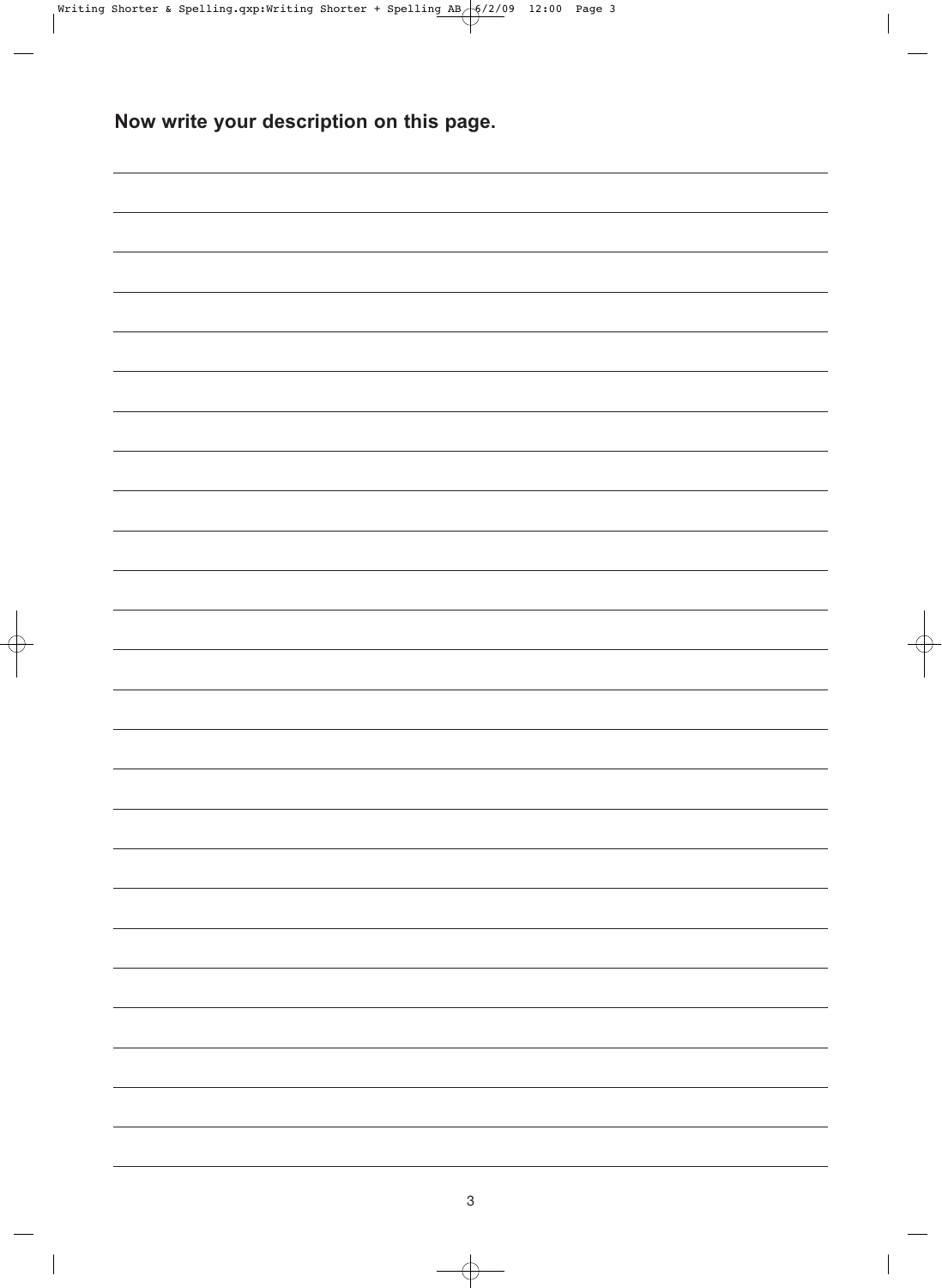**Now write your description on this page.**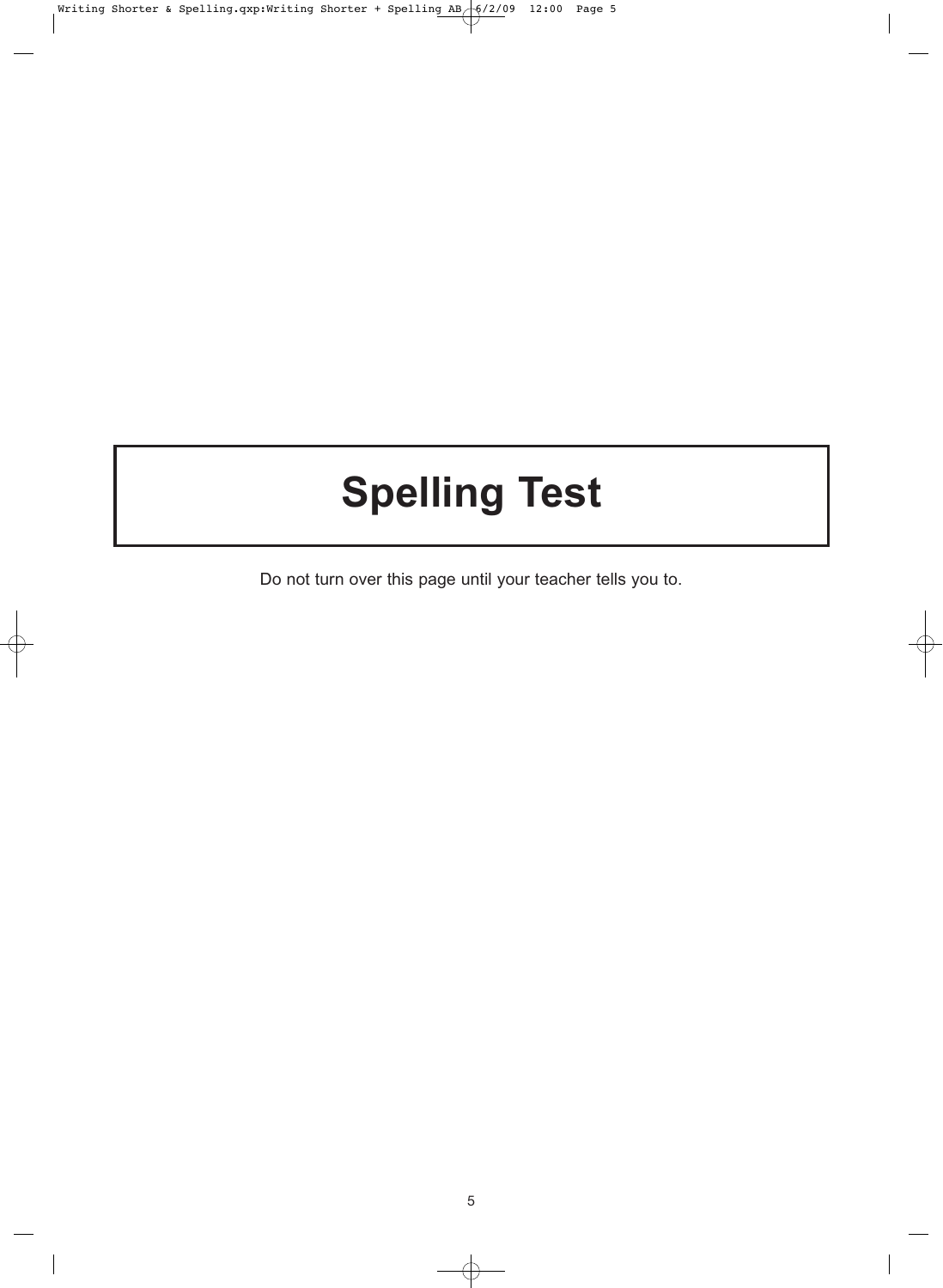# Spelling Test

Do not turn over this page until your teacher tells you to.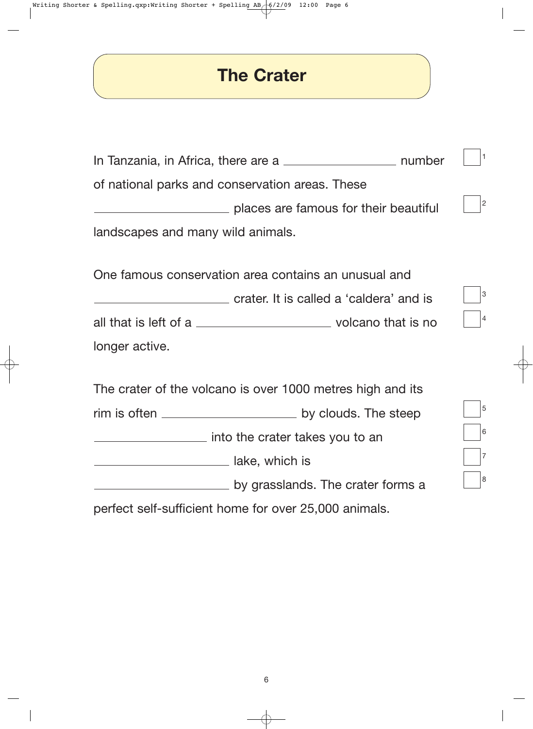# The Crater

In Tanzania, in Africa, there are a ________________ number [1] of national parks and conservation areas. These ________________ places are famous for their beautiful [2] landscapes and many wild animals.

One famous conservation area contains an unusual and ________________ crater. It is called a 'caldera' and is [3] all that is left of a ________________ volcano that is no [4] longer active.

The crater of the volcano is over 1000 metres high and its rim is often ________________ by clouds. The steep [5] ________________ into the crater takes you to an [6] ________________ lake, which is [7] ________________ by grasslands. The crater forms a [8] perfect self-sufficient home for over 25,000 animals.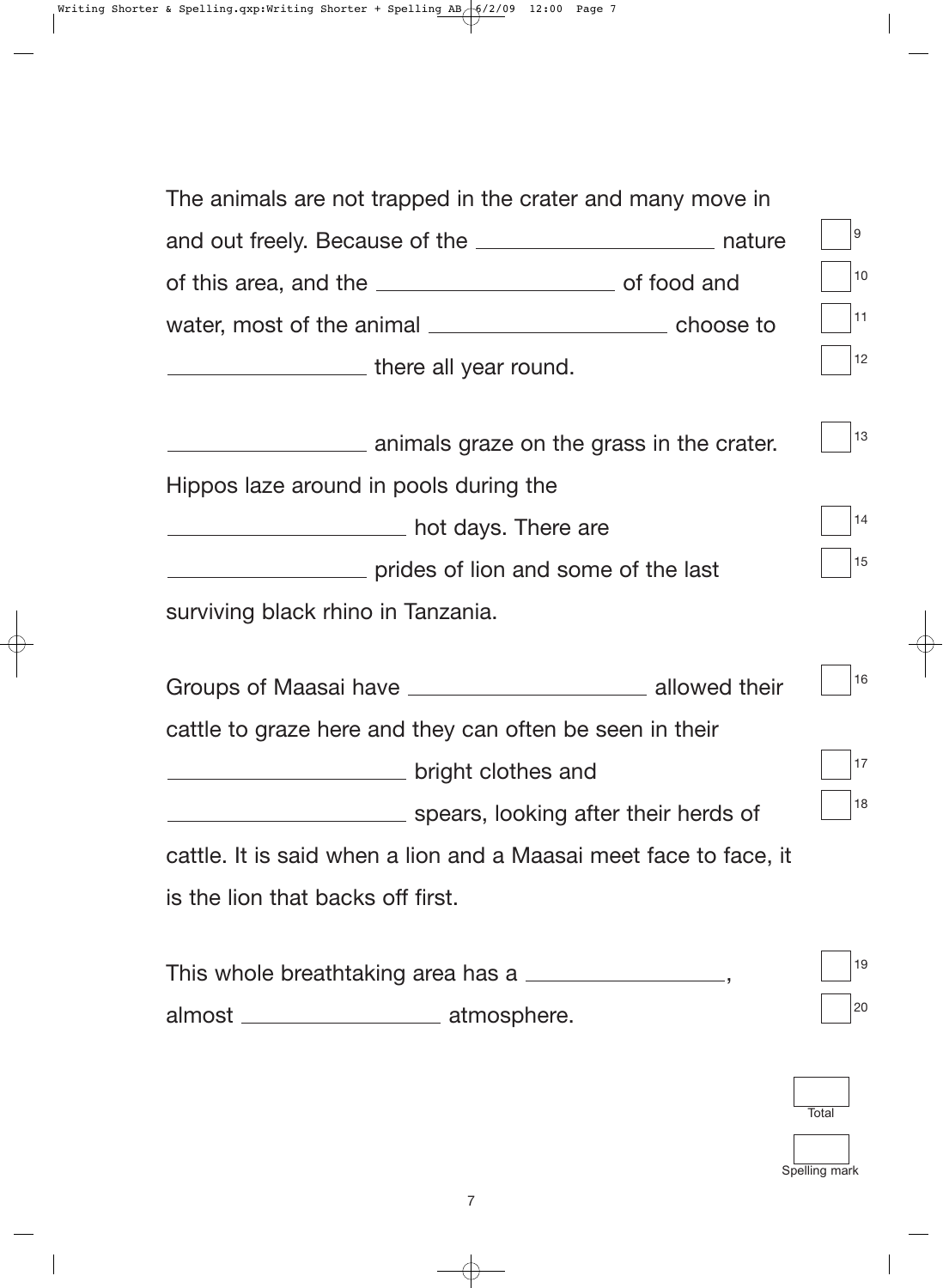The animals are not trapped in the crater and many move in and out freely. Because of the ____________________ nature of this area, and the ____________________ of food and water, most of the animal ____________________ choose to ________________ there all year round.

9

10

11

12

________________ animals graze on the grass in the crater. Hippos laze around in pools during the ____________________ hot days. There are ________________ prides of lion and some of the last surviving black rhino in Tanzania.

13

14

15

Groups of Maasai have ____________________ allowed their cattle to graze here and they can often be seen in their ____________________ bright clothes and ____________________ spears, looking after their herds of cattle. It is said when a lion and a Maasai meet face to face, it is the lion that backs off first.

16

17

18

This whole breathtaking area has a ________________, almost ________________ atmosphere.

19

20

Total

Spelling mark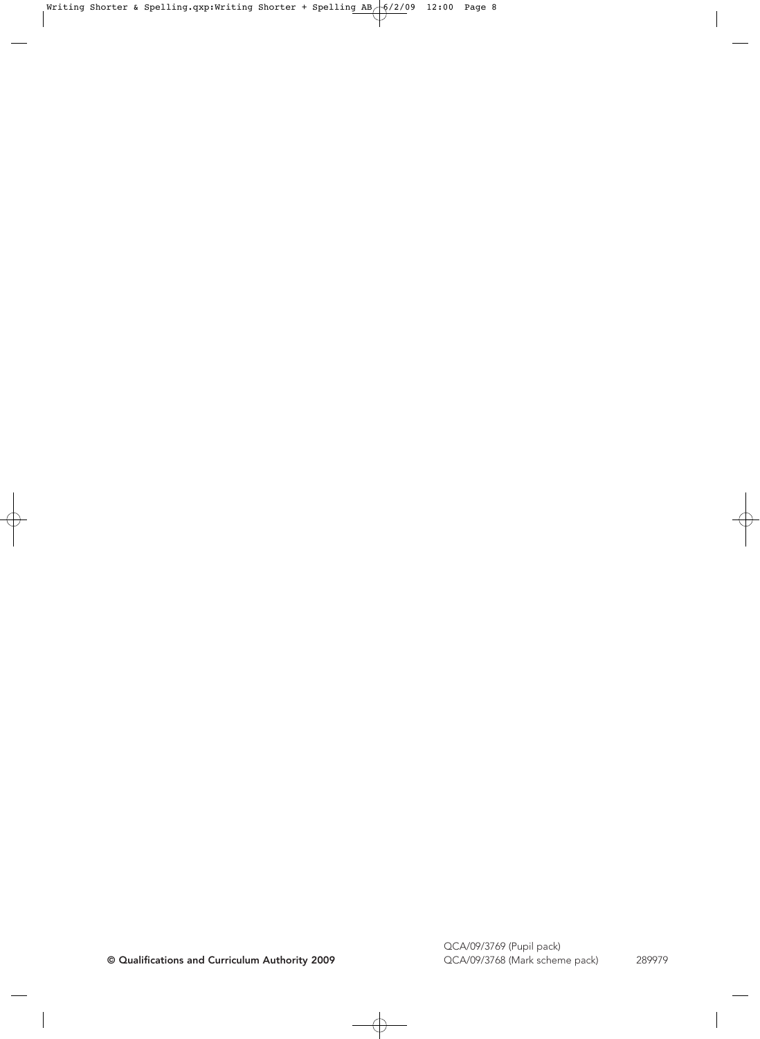© Qualifications and Curriculum Authority 2009

QCA/09/3769 (Pupil pack)
QCA/09/3768 (Mark scheme pack) 289979